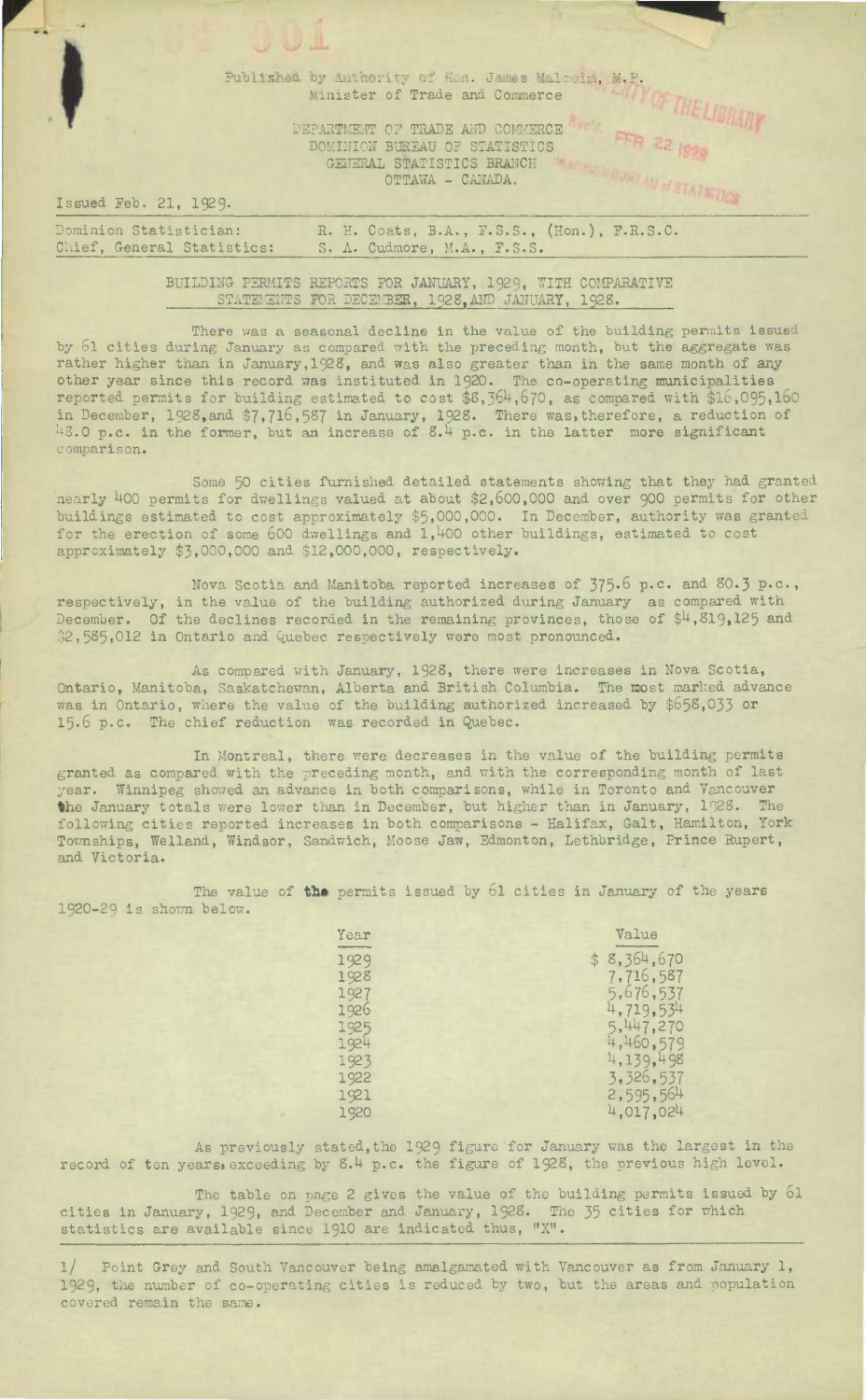Published by Authority of Hon. James Malcolm, M.P.
Minister of Trade and Commerce

DEPARTMENT OF TRADE AND COMMERCE
DOMINION BUREAU OF STATISTICS
GENERAL STATISTICS BRANCH
OTTAWA - CANADA.

Issued Feb. 21, 1929.

Dominion Statistician: R. H. Coats, B.A., F.S.S., (Hon.), F.R.S.C.
Chief, General Statistics: S. A. Cudmore, M.A., F.S.S.

## BUILDING PERMITS REPORTS FOR JANUARY, 1929, WITH COMPARATIVE STATEMENTS FOR DECEMBER, 1928, AND JANUARY, 1928.

There was a seasonal decline in the value of the building permits issued by 61 cities during January as compared with the preceding month, but the aggregate was rather higher than in January, 1928, and was also greater than in the same month of any other year since this record was instituted in 1920. The co-operating municipalities reported permits for building estimated to cost $8,364,670, as compared with $16,095,160 in December, 1928, and $7,716,587 in January, 1928. There was, therefore, a reduction of 48.0 p.c. in the former, but an increase of 8.4 p.c. in the latter more significant comparison.

Some 50 cities furnished detailed statements showing that they had granted nearly 400 permits for dwellings valued at about $2,600,000 and over 900 permits for other buildings estimated to cost approximately $5,000,000. In December, authority was granted for the erection of some 600 dwellings and 1,400 other buildings, estimated to cost approximately $3,000,000 and $12,000,000, respectively.

Nova Scotia and Manitoba reported increases of 375.6 p.c. and 80.3 p.c., respectively, in the value of the building authorized during January as compared with December. Of the declines recorded in the remaining provinces, those of $4,819,125 and $2,585,012 in Ontario and Quebec respectively were most pronounced.

As compared with January, 1928, there were increases in Nova Scotia, Ontario, Manitoba, Saskatchewan, Alberta and British Columbia. The most marked advance was in Ontario, where the value of the building authorized increased by $658,033 or 15.6 p.c. The chief reduction was recorded in Quebec.

In Montreal, there were decreases in the value of the building permits granted as compared with the preceding month, and with the corresponding month of last year. Winnipeg showed an advance in both comparisons, while in Toronto and Vancouver the January totals were lower than in December, but higher than in January, 1928. The following cities reported increases in both comparisons - Halifax, Galt, Hamilton, York Townships, Welland, Windsor, Sandwich, Moose Jaw, Edmonton, Lethbridge, Prince Rupert, and Victoria.

The value of the permits issued by 61 cities in January of the years 1920-29 is shown below.

| Year | Value |
|---|---|
| 1929 | $ 8,364,670 |
| 1928 | 7,716,587 |
| 1927 | 5,676,537 |
| 1926 | 4,719,534 |
| 1925 | 5,447,270 |
| 1924 | 4,460,579 |
| 1923 | 4,139,498 |
| 1922 | 3,326,537 |
| 1921 | 2,595,564 |
| 1920 | 4,017,024 |

As previously stated, the 1929 figure for January was the largest in the record of ten years, exceeding by 8.4 p.c. the figure of 1928, the previous high level.

The table on page 2 gives the value of the building permits issued by 61 cities in January, 1929, and December and January, 1928. The 35 cities for which statistics are available since 1910 are indicated thus, "X".

1/ Point Grey and South Vancouver being amalgamated with Vancouver as from January 1, 1929, the number of co-operating cities is reduced by two, but the areas and population covered remain the same.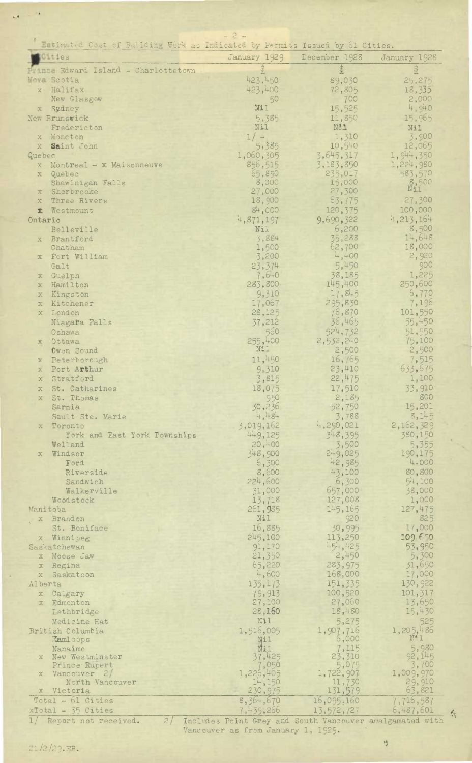Estimated Cost of Building Work as Indicated by Permits Issued by 61 Cities.

| Cities | January 1929 | December 1928 | January 1928 |
|---|---|---|---|
| Prince Edward Island - Charlottetown | $ | $ | $ |
| Nova Scotia | 423,450 | 89,030 | 25,275 |
| x Halifax | 423,400 | 72,805 | 18,335 |
| New Glasgow | 50 | 700 | 2,000 |
| x Sydney | Nil | 15,525 | 4,940 |
| New Brunswick | 5,385 | 11,850 | 15,965 |
| Fredericton | Nil | Nil | Nil |
| x Moncton | 1/ - | 1,310 | 3,500 |
| x Saint John | 5,385 | 10,540 | 12,065 |
| Quebec | 1,060,305 | 3,645,317 | 1,944,350 |
| x Montreal - x Maisonneuve | 856,515 | 3,183,850 | 1,224,980 |
| x Quebec | 65,890 | 235,017 | 583,570 |
| Shawinigan Falls | 8,000 | 15,000 | 8,500 |
| x Sherbrooke | 27,000 | 27,300 | Nil |
| x Three Rivers | 18,900 | 63,775 | 27,300 |
| x Westmount | 84,000 | 120,375 | 100,000 |
| Ontario | 4,871,197 | 9,690,322 | 4,213,164 |
| Belleville | Nil | 6,200 | 8,500 |
| x Brantford | 3,884 | 35,288 | 14,648 |
| Chatham | 1,500 | 62,700 | 18,000 |
| x Fort William | 3,200 | 4,400 | 2,920 |
| Galt | 23,374 | 5,450 | 900 |
| x Guelph | 7,640 | 38,185 | 1,225 |
| x Hamilton | 283,800 | 145,400 | 250,600 |
| x Kingston | 9,310 | 17,845 | 6,770 |
| x Kitchener | 17,067 | 295,830 | 7,196 |
| x London | 28,125 | 76,870 | 101,550 |
| Niagara Falls | 37,212 | 36,465 | 55,450 |
| Oshawa | 560 | 524,732 | 51,550 |
| x Ottawa | 255,400 | 2,532,240 | 75,100 |
| Owen Sound | Nil | 2,500 | 2,500 |
| x Peterborough | 11,450 | 16,765 | 7,515 |
| x Port Arthur | 9,310 | 23,410 | 633,675 |
| x Stratford | 3,815 | 22,475 | 1,100 |
| x St. Catharines | 18,075 | 17,510 | 33,910 |
| x St. Thomas | 950 | 2,185 | 800 |
| Sarnia | 30,236 | 52,750 | 15,201 |
| Sault Ste. Marie | 4,484 | 3,788 | 8,145 |
| x Toronto | 3,019,162 | 4,290,021 | 2,162,329 |
| York and East York Townships | 449,125 | 348,395 | 380,150 |
| Welland | 20,400 | 3,500 | 5,355 |
| x Windsor | 348,900 | 249,025 | 190,175 |
| Ford | 6,300 | 42,985 | 4,000 |
| Riverside | 8,600 | 43,100 | 80,800 |
| Sandwich | 224,600 | 6,300 | 54,100 |
| Walkerville | 31,000 | 657,000 | 38,000 |
| Woodstock | 13,718 | 127,008 | 1,000 |
| Manitoba | 261,985 | 145,165 | 127,475 |
| x Brandon | Nil | 920 | 825 |
| St. Boniface | 16,885 | 30,995 | 17,000 |
| x Winnipeg | 245,100 | 113,250 | 109,650 |
| Saskatchewan | 91,170 | 454,425 | 53,950 |
| x Moose Jaw | 21,350 | 2,450 | 5,300 |
| x Regina | 65,220 | 283,975 | 31,650 |
| x Saskatoon | 4,600 | 168,000 | 17,000 |
| Alberta | 135,173 | 151,335 | 130,922 |
| x Calgary | 79,913 | 100,520 | 101,317 |
| x Edmonton | 27,100 | 27,060 | 13,650 |
| Lethbridge | 28,160 | 18,480 | 15,430 |
| Medicine Hat | Nil | 5,275 | 525 |
| British Columbia | 1,516,005 | 1,907,716 | 1,205,486 |
| Kamloops | Nil | 6,000 | Nil |
| Nanaimo | Nil | 7,115 | 5,980 |
| x New Westminster | 37,425 | 23,310 | 92,145 |
| Prince Rupert | 7,050 | 5,075 | 3,700 |
| x Vancouver 2/ | 1,226,405 | 1,722,907 | 1,009,970 |
| North Vancouver | 14,150 | 11,730 | 29,910 |
| x Victoria | 230,975 | 131,579 | 63,821 |
| Total - 61 Cities | 8,364,670 | 16,095,160 | 7,716,587 |
| xTotal - 35 Cities | 7,439,266 | 13,572,727 | 6,487,601 |

1/ Report not received. 2/ Includes Point Grey and South Vancouver amalgamated with Vancouver as from January 1, 1929.

21/2/29.EB.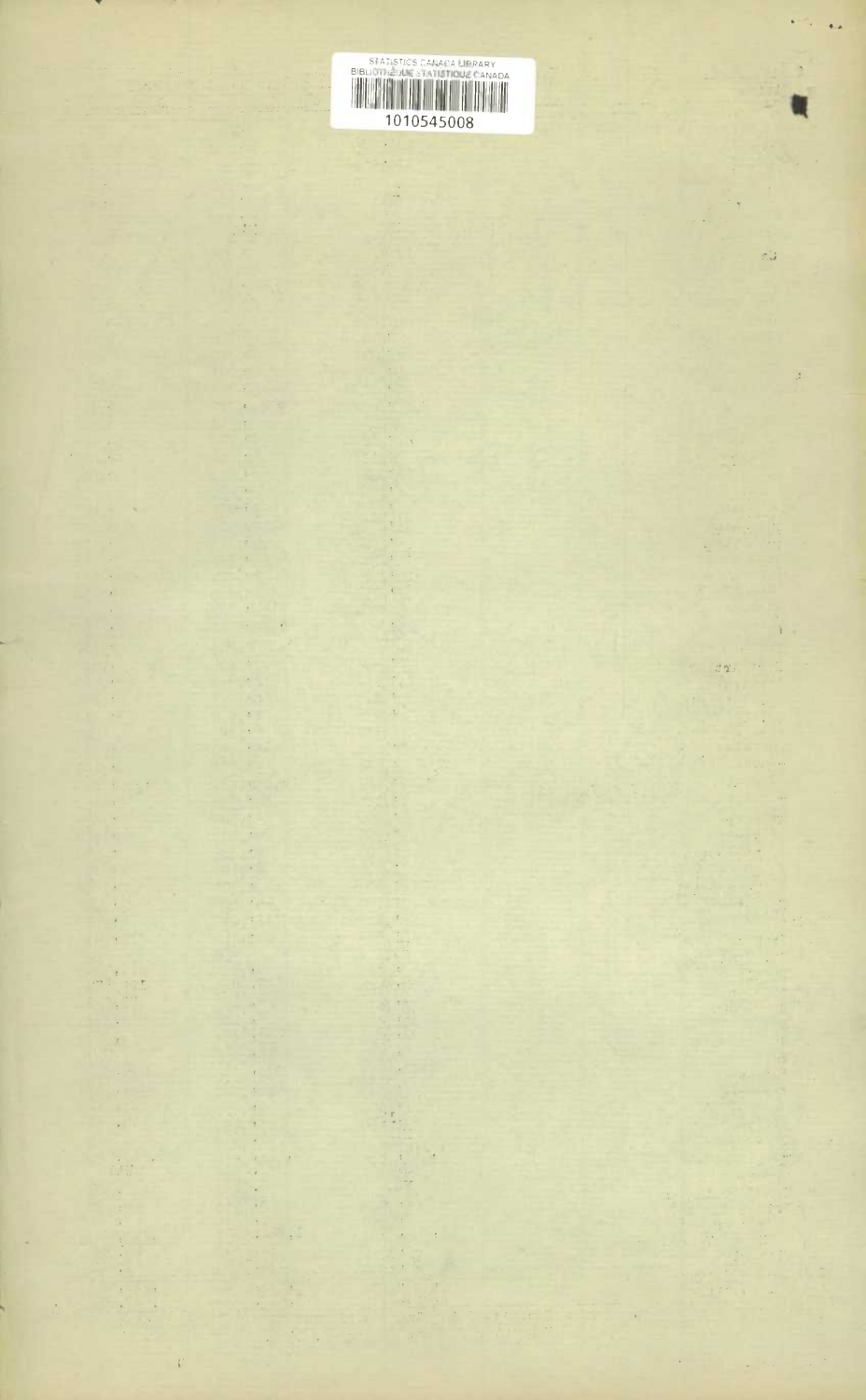STATISTICS CANADA LIBRARY
BIBLIOTHÈQUE STATISTIQUE CANADA

1010545008